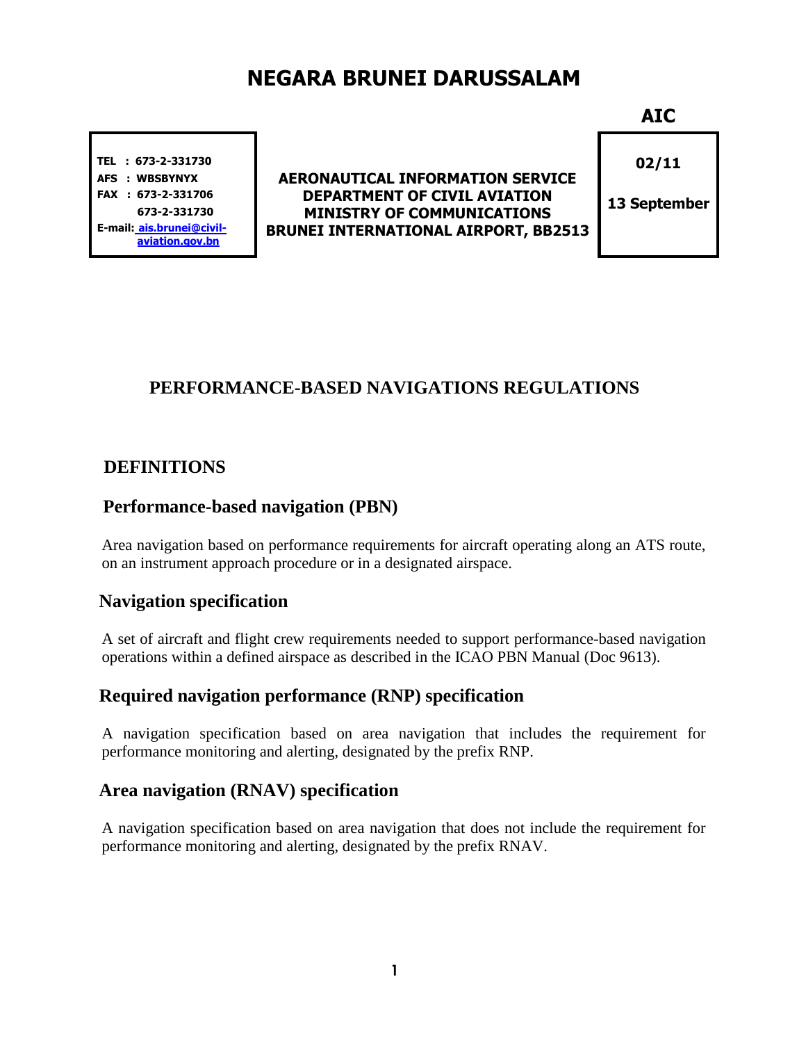# NEGARA BRUNEI DARUSSALAM

**AIC**

| | | |
|---|---|---|
| **TEL : 673-2-331730**<br>**AFS : WBSBYNYX**<br>**FAX : 673-2-331706**<br>**673-2-331730**<br>**E-mail: ais.brunei@civil-aviation.gov.bn** | **AERONAUTICAL INFORMATION SERVICE**<br>**DEPARTMENT OF CIVIL AVIATION**<br>**MINISTRY OF COMMUNICATIONS**<br>**BRUNEI INTERNATIONAL AIRPORT, BB2513** | **02/11**<br><br>**13 September** |

## PERFORMANCE-BASED NAVIGATIONS REGULATIONS

## DEFINITIONS

### Performance-based navigation (PBN)

Area navigation based on performance requirements for aircraft operating along an ATS route, on an instrument approach procedure or in a designated airspace.

### Navigation specification

A set of aircraft and flight crew requirements needed to support performance-based navigation operations within a defined airspace as described in the ICAO PBN Manual (Doc 9613).

### Required navigation performance (RNP) specification

A navigation specification based on area navigation that includes the requirement for performance monitoring and alerting, designated by the prefix RNP.

### Area navigation (RNAV) specification

A navigation specification based on area navigation that does not include the requirement for performance monitoring and alerting, designated by the prefix RNAV.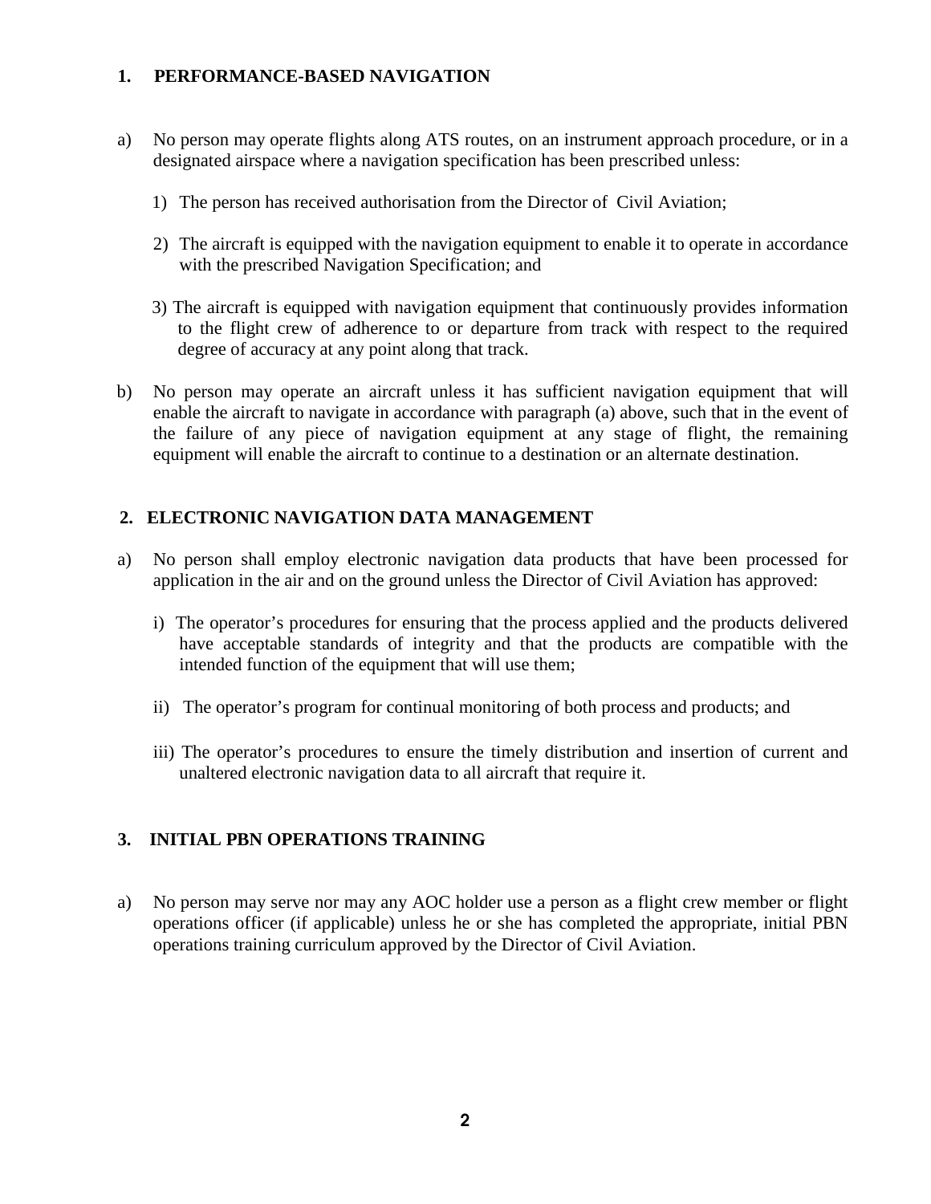## 1. PERFORMANCE-BASED NAVIGATION

a) No person may operate flights along ATS routes, on an instrument approach procedure, or in a designated airspace where a navigation specification has been prescribed unless:

1) The person has received authorisation from the Director of Civil Aviation;

2) The aircraft is equipped with the navigation equipment to enable it to operate in accordance with the prescribed Navigation Specification; and

3) The aircraft is equipped with navigation equipment that continuously provides information to the flight crew of adherence to or departure from track with respect to the required degree of accuracy at any point along that track.

b) No person may operate an aircraft unless it has sufficient navigation equipment that will enable the aircraft to navigate in accordance with paragraph (a) above, such that in the event of the failure of any piece of navigation equipment at any stage of flight, the remaining equipment will enable the aircraft to continue to a destination or an alternate destination.

## 2. ELECTRONIC NAVIGATION DATA MANAGEMENT

a) No person shall employ electronic navigation data products that have been processed for application in the air and on the ground unless the Director of Civil Aviation has approved:

i) The operator's procedures for ensuring that the process applied and the products delivered have acceptable standards of integrity and that the products are compatible with the intended function of the equipment that will use them;

ii) The operator's program for continual monitoring of both process and products; and

iii) The operator's procedures to ensure the timely distribution and insertion of current and unaltered electronic navigation data to all aircraft that require it.

## 3. INITIAL PBN OPERATIONS TRAINING

a) No person may serve nor may any AOC holder use a person as a flight crew member or flight operations officer (if applicable) unless he or she has completed the appropriate, initial PBN operations training curriculum approved by the Director of Civil Aviation.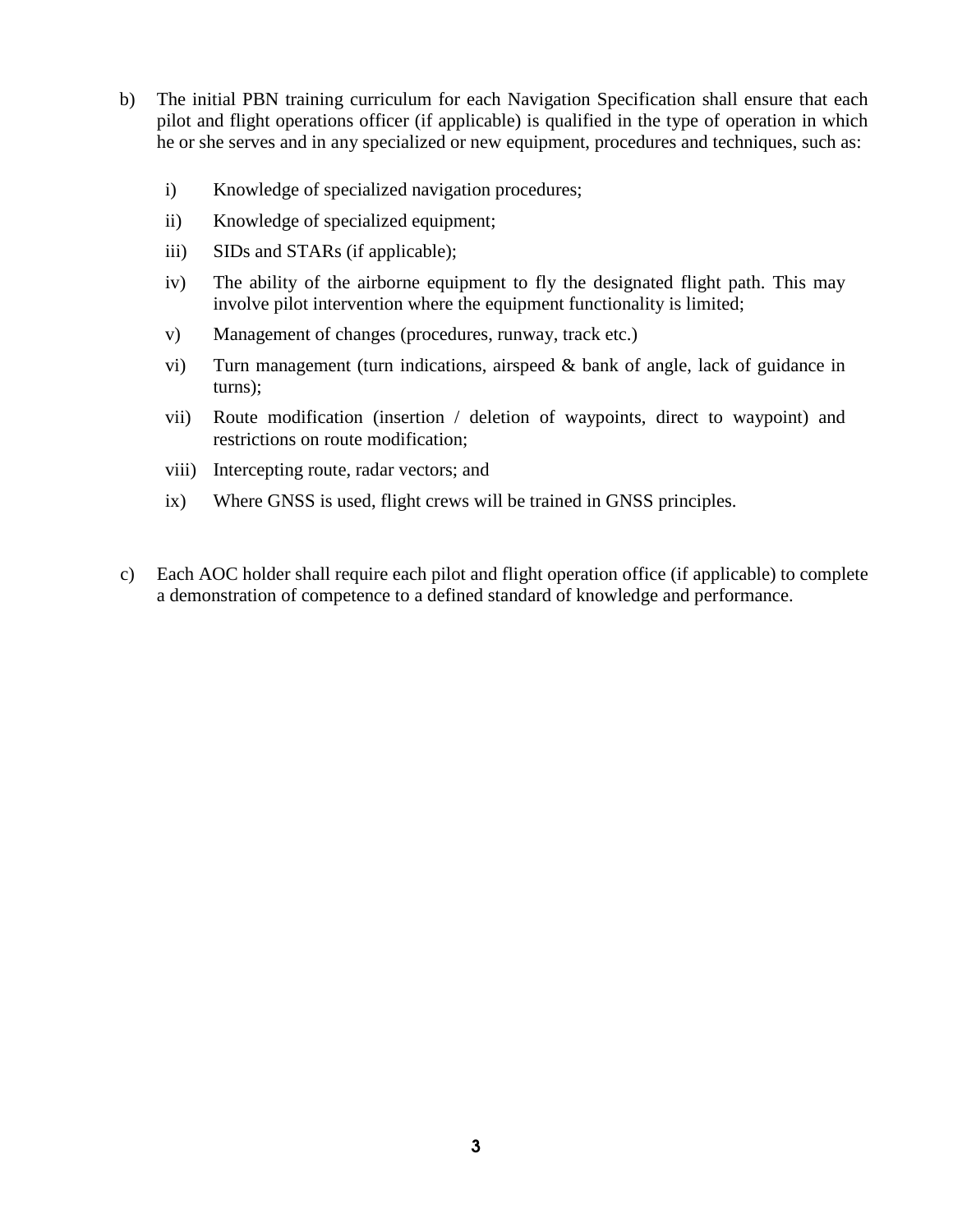b) The initial PBN training curriculum for each Navigation Specification shall ensure that each pilot and flight operations officer (if applicable) is qualified in the type of operation in which he or she serves and in any specialized or new equipment, procedures and techniques, such as:

   i) Knowledge of specialized navigation procedures;

   ii) Knowledge of specialized equipment;

   iii) SIDs and STARs (if applicable);

   iv) The ability of the airborne equipment to fly the designated flight path. This may involve pilot intervention where the equipment functionality is limited;

   v) Management of changes (procedures, runway, track etc.)

   vi) Turn management (turn indications, airspeed & bank of angle, lack of guidance in turns);

   vii) Route modification (insertion / deletion of waypoints, direct to waypoint) and restrictions on route modification;

   viii) Intercepting route, radar vectors; and

   ix) Where GNSS is used, flight crews will be trained in GNSS principles.

c) Each AOC holder shall require each pilot and flight operation office (if applicable) to complete a demonstration of competence to a defined standard of knowledge and performance.